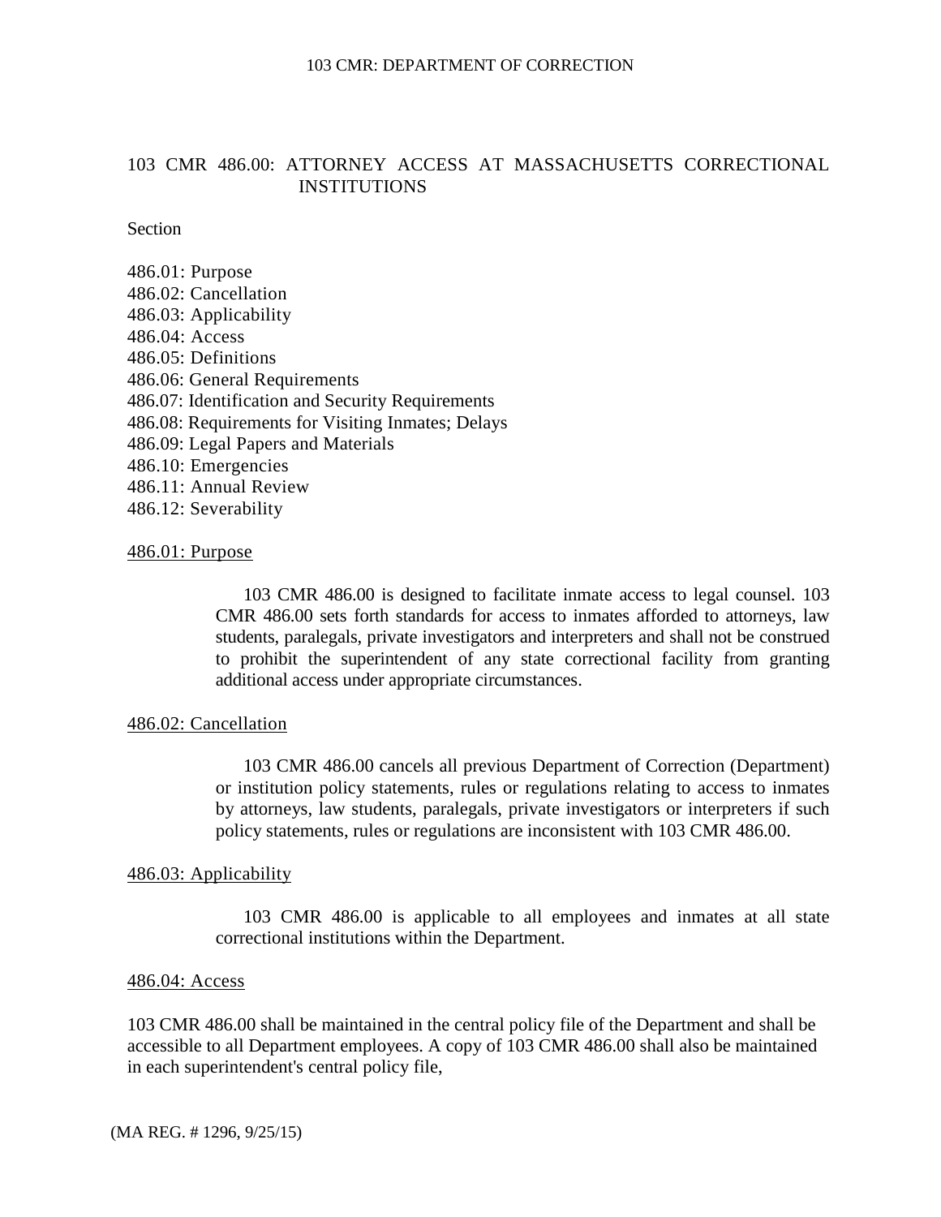# 103 CMR 486.00: ATTORNEY ACCESS AT MASSACHUSETTS CORRECTIONAL INSTITUTIONS

Section

486.01: Purpose
486.02: Cancellation
486.03: Applicability
486.04: Access
486.05: Definitions
486.06: General Requirements
486.07: Identification and Security Requirements
486.08: Requirements for Visiting Inmates; Delays
486.09: Legal Papers and Materials
486.10: Emergencies
486.11: Annual Review
486.12: Severability

## 486.01: Purpose

103 CMR 486.00 is designed to facilitate inmate access to legal counsel. 103 CMR 486.00 sets forth standards for access to inmates afforded to attorneys, law students, paralegals, private investigators and interpreters and shall not be construed to prohibit the superintendent of any state correctional facility from granting additional access under appropriate circumstances.

## 486.02: Cancellation

103 CMR 486.00 cancels all previous Department of Correction (Department) or institution policy statements, rules or regulations relating to access to inmates by attorneys, law students, paralegals, private investigators or interpreters if such policy statements, rules or regulations are inconsistent with 103 CMR 486.00.

## 486.03: Applicability

103 CMR 486.00 is applicable to all employees and inmates at all state correctional institutions within the Department.

## 486.04: Access

103 CMR 486.00 shall be maintained in the central policy file of the Department and shall be accessible to all Department employees. A copy of 103 CMR 486.00 shall also be maintained in each superintendent's central policy file,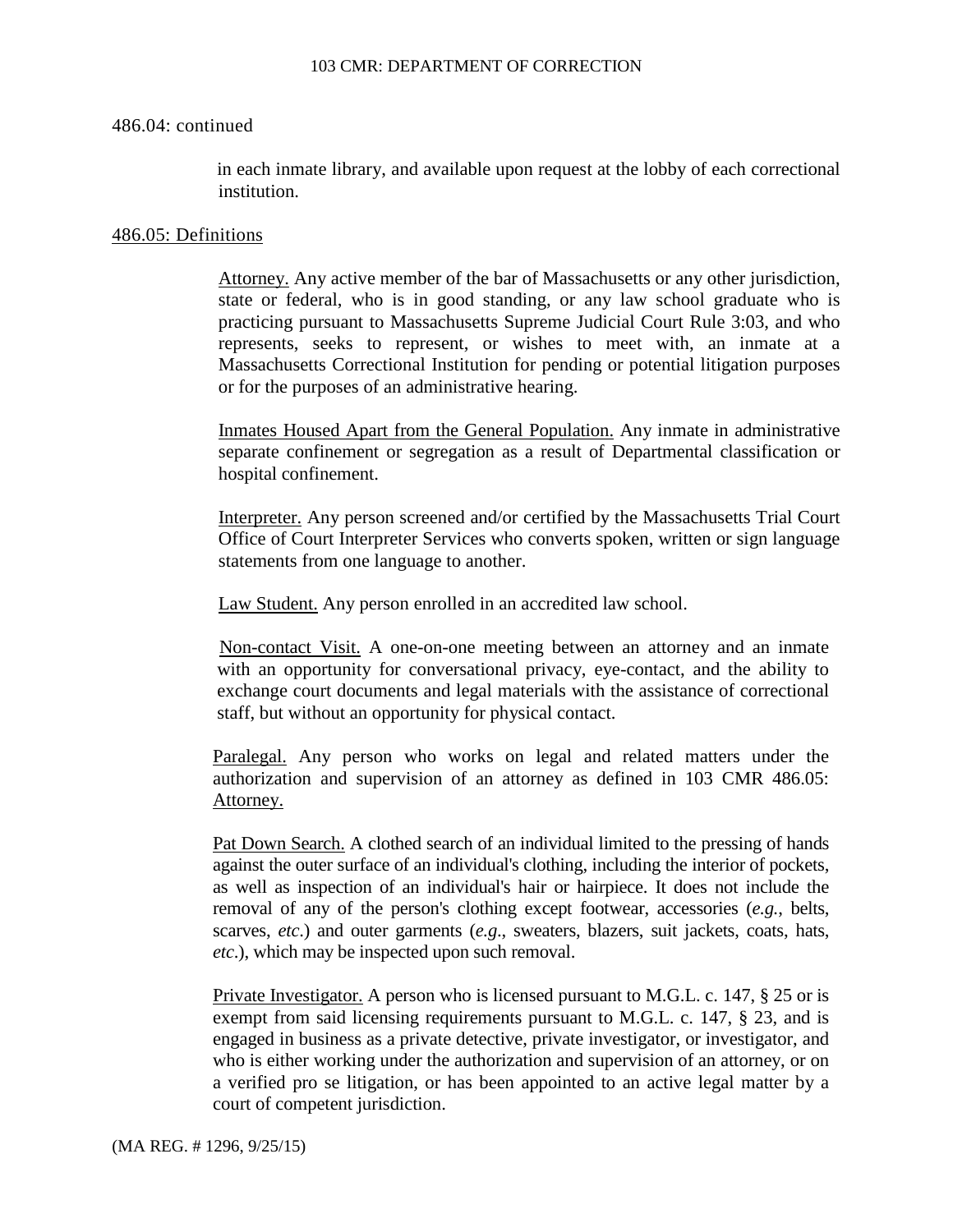486.04: continued

in each inmate library, and available upon request at the lobby of each correctional institution.

486.05: Definitions

Attorney. Any active member of the bar of Massachusetts or any other jurisdiction, state or federal, who is in good standing, or any law school graduate who is practicing pursuant to Massachusetts Supreme Judicial Court Rule 3:03, and who represents, seeks to represent, or wishes to meet with, an inmate at a Massachusetts Correctional Institution for pending or potential litigation purposes or for the purposes of an administrative hearing.

Inmates Housed Apart from the General Population. Any inmate in administrative separate confinement or segregation as a result of Departmental classification or hospital confinement.

Interpreter. Any person screened and/or certified by the Massachusetts Trial Court Office of Court Interpreter Services who converts spoken, written or sign language statements from one language to another.

Law Student. Any person enrolled in an accredited law school.

Non-contact Visit. A one-on-one meeting between an attorney and an inmate with an opportunity for conversational privacy, eye-contact, and the ability to exchange court documents and legal materials with the assistance of correctional staff, but without an opportunity for physical contact.

Paralegal. Any person who works on legal and related matters under the authorization and supervision of an attorney as defined in 103 CMR 486.05: Attorney.

Pat Down Search. A clothed search of an individual limited to the pressing of hands against the outer surface of an individual's clothing, including the interior of pockets, as well as inspection of an individual's hair or hairpiece. It does not include the removal of any of the person's clothing except footwear, accessories (*e.g.*, belts, scarves, *etc.*) and outer garments (*e.g.*, sweaters, blazers, suit jackets, coats, hats, *etc.*), which may be inspected upon such removal.

Private Investigator. A person who is licensed pursuant to M.G.L. c. 147, § 25 or is exempt from said licensing requirements pursuant to M.G.L. c. 147, § 23, and is engaged in business as a private detective, private investigator, or investigator, and who is either working under the authorization and supervision of an attorney, or on a verified pro se litigation, or has been appointed to an active legal matter by a court of competent jurisdiction.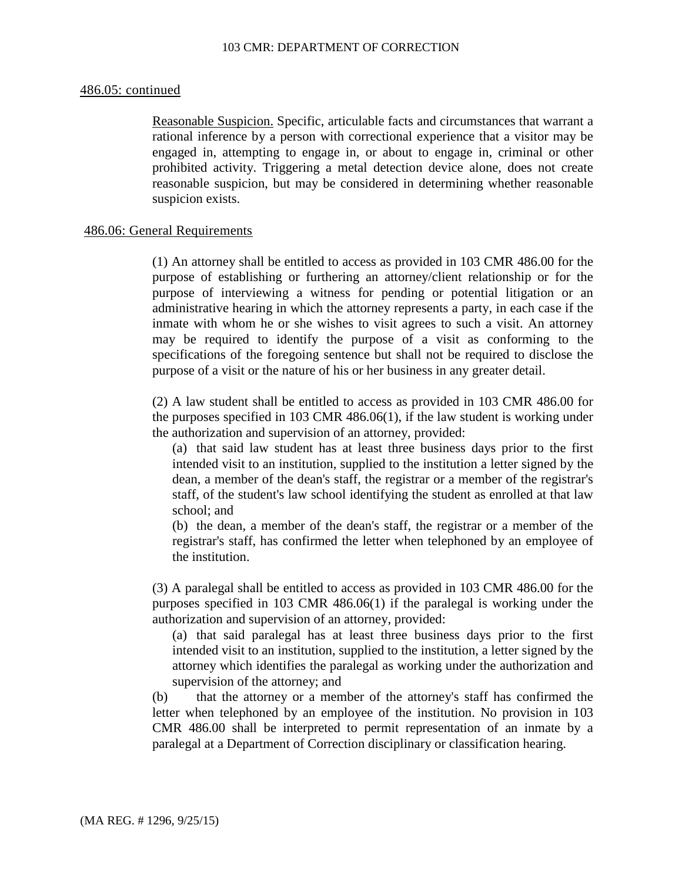486.05: continued

Reasonable Suspicion. Specific, articulable facts and circumstances that warrant a rational inference by a person with correctional experience that a visitor may be engaged in, attempting to engage in, or about to engage in, criminal or other prohibited activity. Triggering a metal detection device alone, does not create reasonable suspicion, but may be considered in determining whether reasonable suspicion exists.

## 486.06: General Requirements

(1) An attorney shall be entitled to access as provided in 103 CMR 486.00 for the purpose of establishing or furthering an attorney/client relationship or for the purpose of interviewing a witness for pending or potential litigation or an administrative hearing in which the attorney represents a party, in each case if the inmate with whom he or she wishes to visit agrees to such a visit. An attorney may be required to identify the purpose of a visit as conforming to the specifications of the foregoing sentence but shall not be required to disclose the purpose of a visit or the nature of his or her business in any greater detail.

(2) A law student shall be entitled to access as provided in 103 CMR 486.00 for the purposes specified in 103 CMR 486.06(1), if the law student is working under the authorization and supervision of an attorney, provided:

(a) that said law student has at least three business days prior to the first intended visit to an institution, supplied to the institution a letter signed by the dean, a member of the dean's staff, the registrar or a member of the registrar's staff, of the student's law school identifying the student as enrolled at that law school; and

(b) the dean, a member of the dean's staff, the registrar or a member of the registrar's staff, has confirmed the letter when telephoned by an employee of the institution.

(3) A paralegal shall be entitled to access as provided in 103 CMR 486.00 for the purposes specified in 103 CMR 486.06(1) if the paralegal is working under the authorization and supervision of an attorney, provided:

(a) that said paralegal has at least three business days prior to the first intended visit to an institution, supplied to the institution, a letter signed by the attorney which identifies the paralegal as working under the authorization and supervision of the attorney; and

(b) that the attorney or a member of the attorney's staff has confirmed the letter when telephoned by an employee of the institution. No provision in 103 CMR 486.00 shall be interpreted to permit representation of an inmate by a paralegal at a Department of Correction disciplinary or classification hearing.

(MA REG. # 1296, 9/25/15)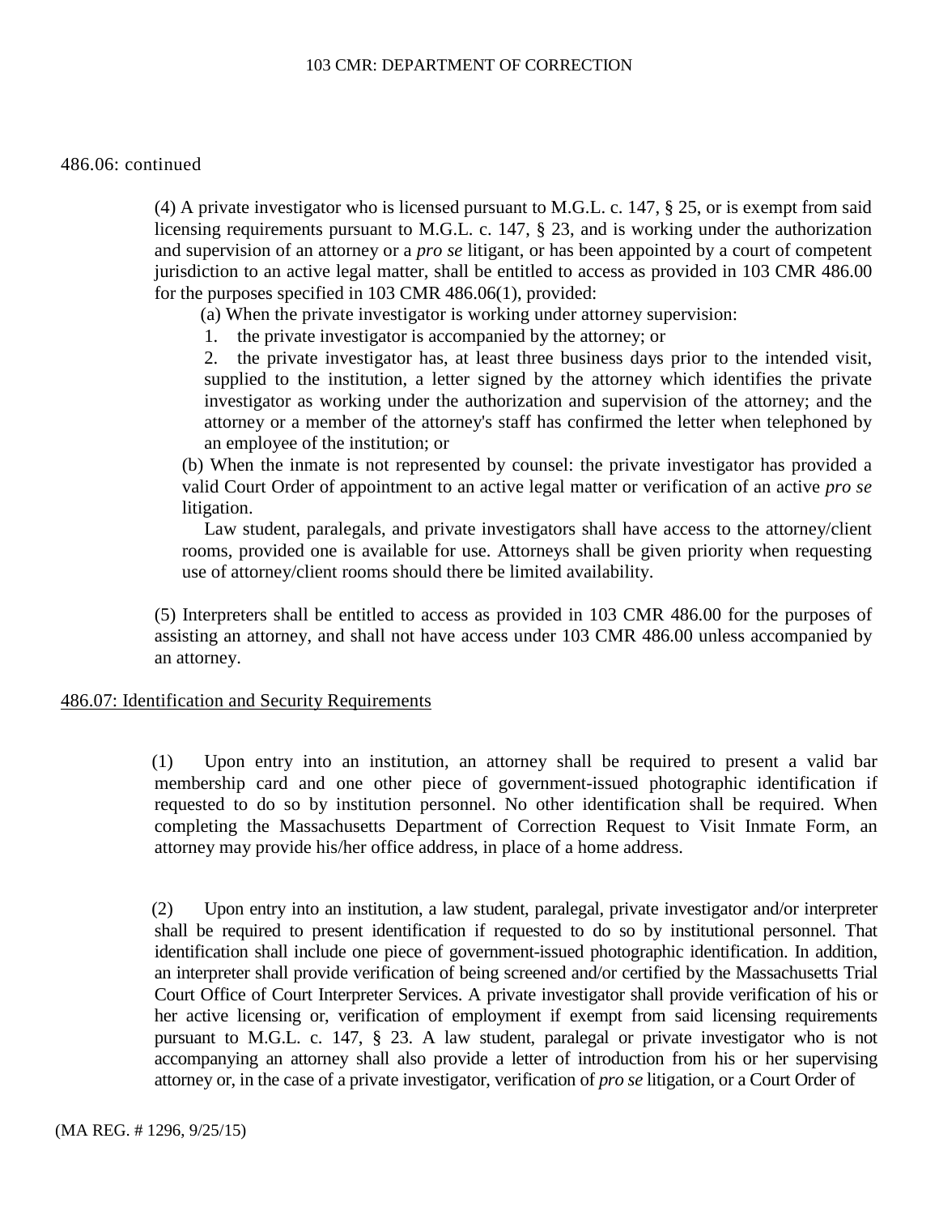486.06: continued

(4) A private investigator who is licensed pursuant to M.G.L. c. 147, § 25, or is exempt from said licensing requirements pursuant to M.G.L. c. 147, § 23, and is working under the authorization and supervision of an attorney or a *pro se* litigant, or has been appointed by a court of competent jurisdiction to an active legal matter, shall be entitled to access as provided in 103 CMR 486.00 for the purposes specified in 103 CMR 486.06(1), provided:

(a) When the private investigator is working under attorney supervision:

1. the private investigator is accompanied by the attorney; or

2. the private investigator has, at least three business days prior to the intended visit, supplied to the institution, a letter signed by the attorney which identifies the private investigator as working under the authorization and supervision of the attorney; and the attorney or a member of the attorney's staff has confirmed the letter when telephoned by an employee of the institution; or

(b) When the inmate is not represented by counsel: the private investigator has provided a valid Court Order of appointment to an active legal matter or verification of an active *pro se* litigation.

Law student, paralegals, and private investigators shall have access to the attorney/client rooms, provided one is available for use. Attorneys shall be given priority when requesting use of attorney/client rooms should there be limited availability.

(5) Interpreters shall be entitled to access as provided in 103 CMR 486.00 for the purposes of assisting an attorney, and shall not have access under 103 CMR 486.00 unless accompanied by an attorney.

## 486.07: Identification and Security Requirements

(1) Upon entry into an institution, an attorney shall be required to present a valid bar membership card and one other piece of government-issued photographic identification if requested to do so by institution personnel. No other identification shall be required. When completing the Massachusetts Department of Correction Request to Visit Inmate Form, an attorney may provide his/her office address, in place of a home address.

(2) Upon entry into an institution, a law student, paralegal, private investigator and/or interpreter shall be required to present identification if requested to do so by institutional personnel. That identification shall include one piece of government-issued photographic identification. In addition, an interpreter shall provide verification of being screened and/or certified by the Massachusetts Trial Court Office of Court Interpreter Services. A private investigator shall provide verification of his or her active licensing or, verification of employment if exempt from said licensing requirements pursuant to M.G.L. c. 147, § 23. A law student, paralegal or private investigator who is not accompanying an attorney shall also provide a letter of introduction from his or her supervising attorney or, in the case of a private investigator, verification of *pro se* litigation, or a Court Order of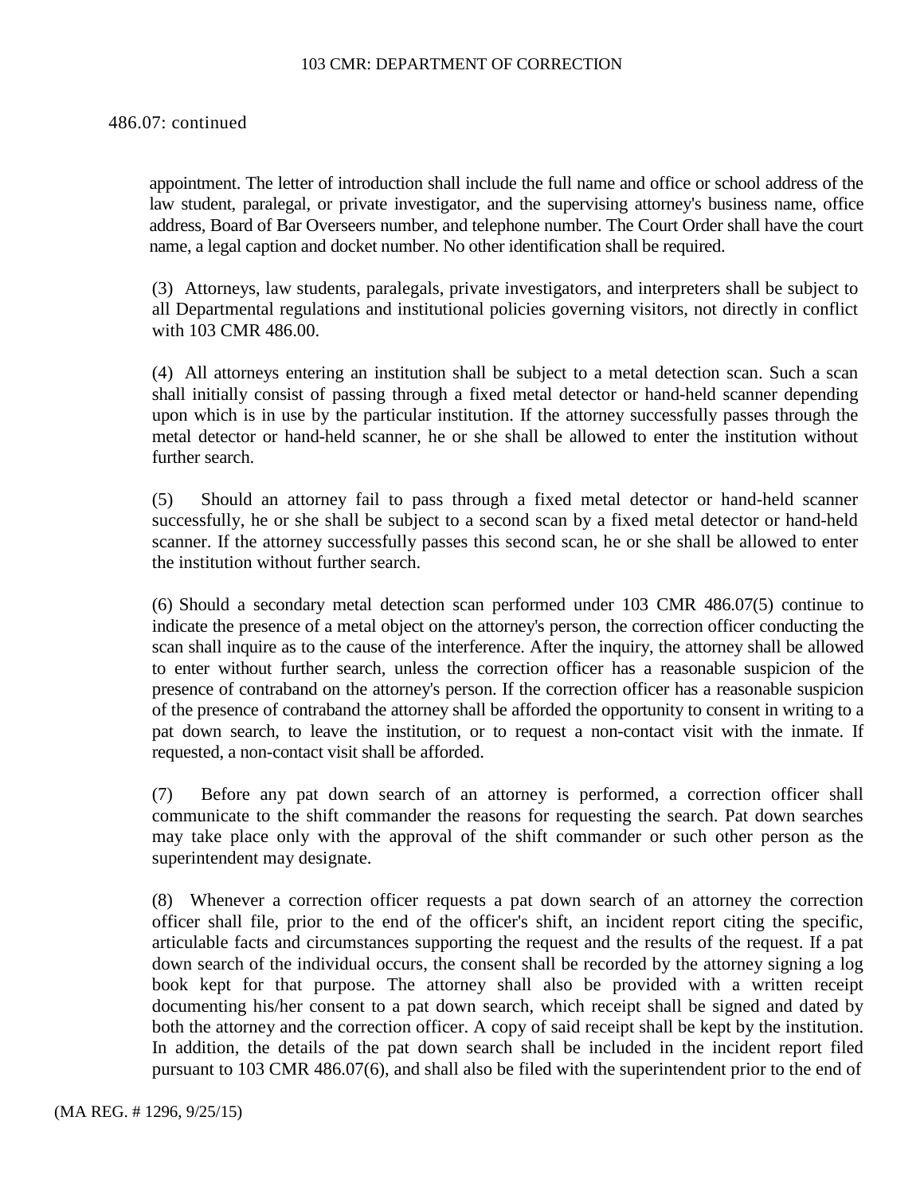486.07: continued

appointment. The letter of introduction shall include the full name and office or school address of the law student, paralegal, or private investigator, and the supervising attorney's business name, office address, Board of Bar Overseers number, and telephone number. The Court Order shall have the court name, a legal caption and docket number. No other identification shall be required.

(3) Attorneys, law students, paralegals, private investigators, and interpreters shall be subject to all Departmental regulations and institutional policies governing visitors, not directly in conflict with 103 CMR 486.00.

(4) All attorneys entering an institution shall be subject to a metal detection scan. Such a scan shall initially consist of passing through a fixed metal detector or hand-held scanner depending upon which is in use by the particular institution. If the attorney successfully passes through the metal detector or hand-held scanner, he or she shall be allowed to enter the institution without further search.

(5) Should an attorney fail to pass through a fixed metal detector or hand-held scanner successfully, he or she shall be subject to a second scan by a fixed metal detector or hand-held scanner. If the attorney successfully passes this second scan, he or she shall be allowed to enter the institution without further search.

(6) Should a secondary metal detection scan performed under 103 CMR 486.07(5) continue to indicate the presence of a metal object on the attorney's person, the correction officer conducting the scan shall inquire as to the cause of the interference. After the inquiry, the attorney shall be allowed to enter without further search, unless the correction officer has a reasonable suspicion of the presence of contraband on the attorney's person. If the correction officer has a reasonable suspicion of the presence of contraband the attorney shall be afforded the opportunity to consent in writing to a pat down search, to leave the institution, or to request a non-contact visit with the inmate. If requested, a non-contact visit shall be afforded.

(7) Before any pat down search of an attorney is performed, a correction officer shall communicate to the shift commander the reasons for requesting the search. Pat down searches may take place only with the approval of the shift commander or such other person as the superintendent may designate.

(8) Whenever a correction officer requests a pat down search of an attorney the correction officer shall file, prior to the end of the officer's shift, an incident report citing the specific, articulable facts and circumstances supporting the request and the results of the request. If a pat down search of the individual occurs, the consent shall be recorded by the attorney signing a log book kept for that purpose. The attorney shall also be provided with a written receipt documenting his/her consent to a pat down search, which receipt shall be signed and dated by both the attorney and the correction officer. A copy of said receipt shall be kept by the institution. In addition, the details of the pat down search shall be included in the incident report filed pursuant to 103 CMR 486.07(6), and shall also be filed with the superintendent prior to the end of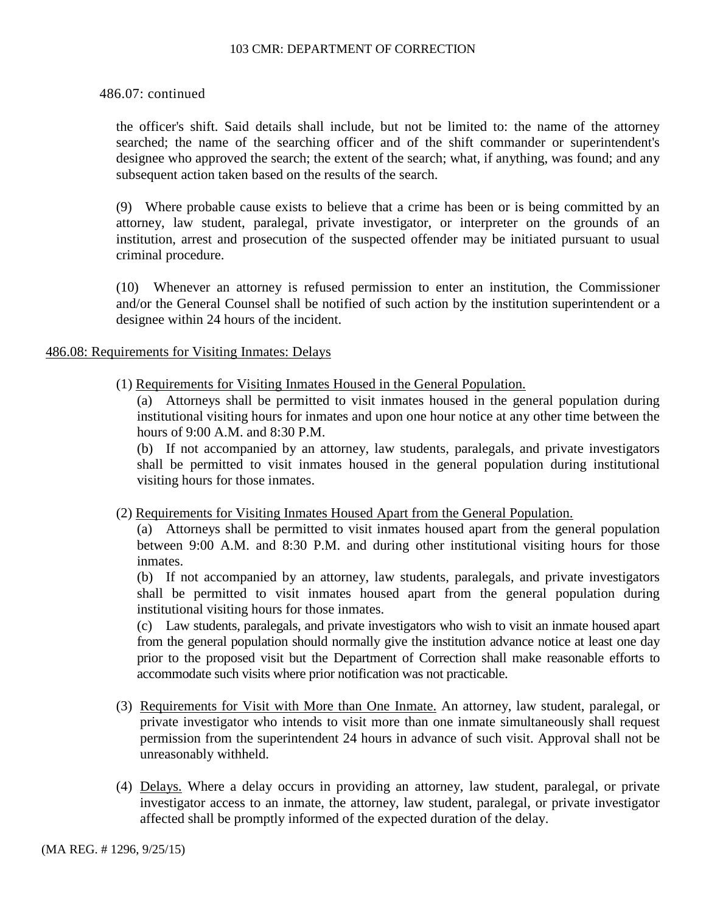486.07: continued

the officer's shift. Said details shall include, but not be limited to: the name of the attorney searched; the name of the searching officer and of the shift commander or superintendent's designee who approved the search; the extent of the search; what, if anything, was found; and any subsequent action taken based on the results of the search.

(9) Where probable cause exists to believe that a crime has been or is being committed by an attorney, law student, paralegal, private investigator, or interpreter on the grounds of an institution, arrest and prosecution of the suspected offender may be initiated pursuant to usual criminal procedure.

(10) Whenever an attorney is refused permission to enter an institution, the Commissioner and/or the General Counsel shall be notified of such action by the institution superintendent or a designee within 24 hours of the incident.

## 486.08: Requirements for Visiting Inmates: Delays

(1) Requirements for Visiting Inmates Housed in the General Population.

(a) Attorneys shall be permitted to visit inmates housed in the general population during institutional visiting hours for inmates and upon one hour notice at any other time between the hours of 9:00 A.M. and 8:30 P.M.

(b) If not accompanied by an attorney, law students, paralegals, and private investigators shall be permitted to visit inmates housed in the general population during institutional visiting hours for those inmates.

(2) Requirements for Visiting Inmates Housed Apart from the General Population.

(a) Attorneys shall be permitted to visit inmates housed apart from the general population between 9:00 A.M. and 8:30 P.M. and during other institutional visiting hours for those inmates.

(b) If not accompanied by an attorney, law students, paralegals, and private investigators shall be permitted to visit inmates housed apart from the general population during institutional visiting hours for those inmates.

(c) Law students, paralegals, and private investigators who wish to visit an inmate housed apart from the general population should normally give the institution advance notice at least one day prior to the proposed visit but the Department of Correction shall make reasonable efforts to accommodate such visits where prior notification was not practicable.

(3) Requirements for Visit with More than One Inmate. An attorney, law student, paralegal, or private investigator who intends to visit more than one inmate simultaneously shall request permission from the superintendent 24 hours in advance of such visit. Approval shall not be unreasonably withheld.

(4) Delays. Where a delay occurs in providing an attorney, law student, paralegal, or private investigator access to an inmate, the attorney, law student, paralegal, or private investigator affected shall be promptly informed of the expected duration of the delay.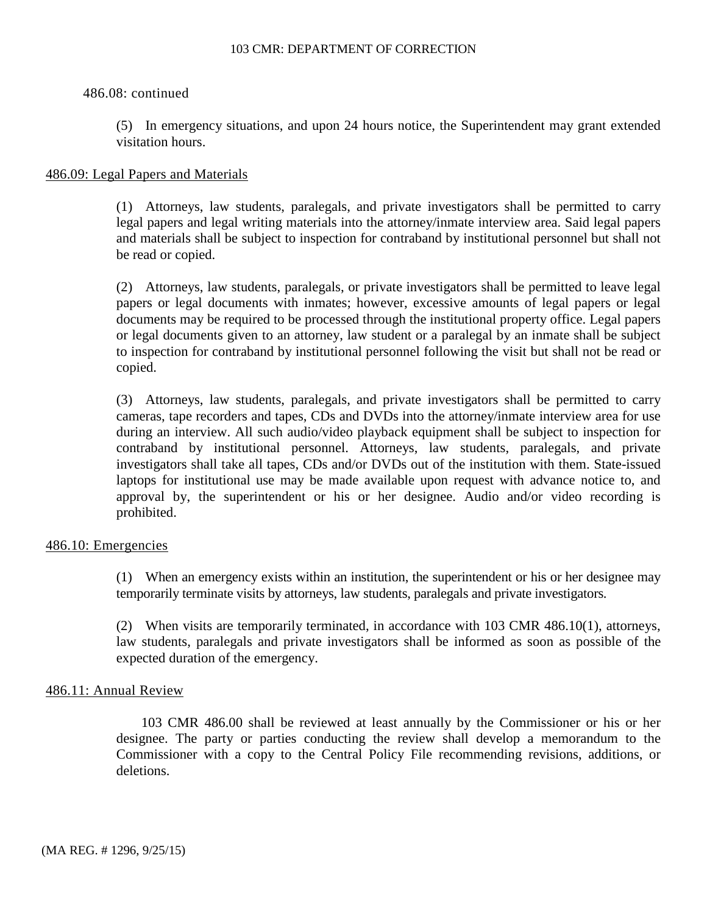486.08: continued

(5) In emergency situations, and upon 24 hours notice, the Superintendent may grant extended visitation hours.

## 486.09: Legal Papers and Materials

(1) Attorneys, law students, paralegals, and private investigators shall be permitted to carry legal papers and legal writing materials into the attorney/inmate interview area. Said legal papers and materials shall be subject to inspection for contraband by institutional personnel but shall not be read or copied.

(2) Attorneys, law students, paralegals, or private investigators shall be permitted to leave legal papers or legal documents with inmates; however, excessive amounts of legal papers or legal documents may be required to be processed through the institutional property office. Legal papers or legal documents given to an attorney, law student or a paralegal by an inmate shall be subject to inspection for contraband by institutional personnel following the visit but shall not be read or copied.

(3) Attorneys, law students, paralegals, and private investigators shall be permitted to carry cameras, tape recorders and tapes, CDs and DVDs into the attorney/inmate interview area for use during an interview. All such audio/video playback equipment shall be subject to inspection for contraband by institutional personnel. Attorneys, law students, paralegals, and private investigators shall take all tapes, CDs and/or DVDs out of the institution with them. State-issued laptops for institutional use may be made available upon request with advance notice to, and approval by, the superintendent or his or her designee. Audio and/or video recording is prohibited.

## 486.10: Emergencies

(1) When an emergency exists within an institution, the superintendent or his or her designee may temporarily terminate visits by attorneys, law students, paralegals and private investigators.

(2) When visits are temporarily terminated, in accordance with 103 CMR 486.10(1), attorneys, law students, paralegals and private investigators shall be informed as soon as possible of the expected duration of the emergency.

## 486.11: Annual Review

103 CMR 486.00 shall be reviewed at least annually by the Commissioner or his or her designee. The party or parties conducting the review shall develop a memorandum to the Commissioner with a copy to the Central Policy File recommending revisions, additions, or deletions.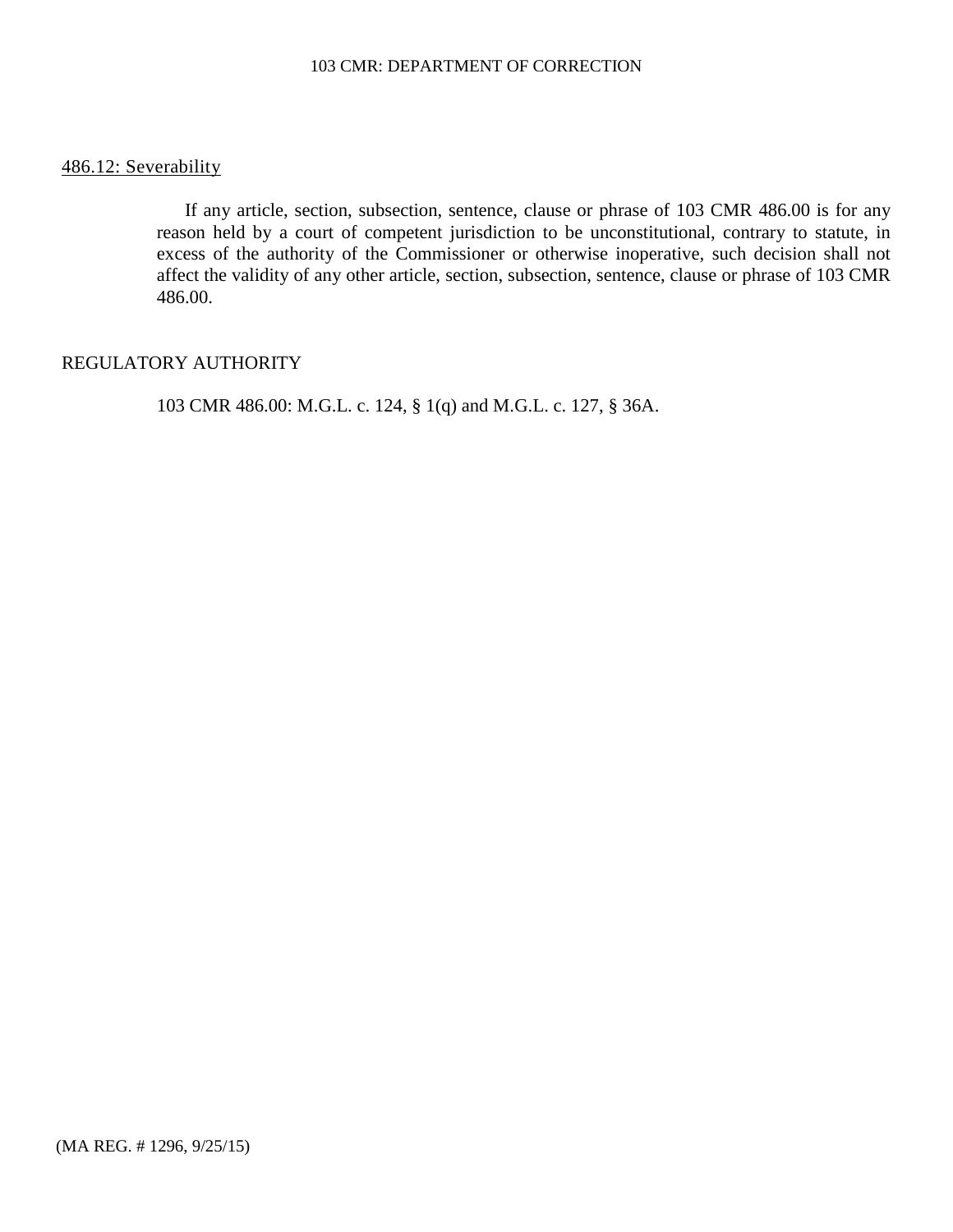## 486.12: Severability

If any article, section, subsection, sentence, clause or phrase of 103 CMR 486.00 is for any reason held by a court of competent jurisdiction to be unconstitutional, contrary to statute, in excess of the authority of the Commissioner or otherwise inoperative, such decision shall not affect the validity of any other article, section, subsection, sentence, clause or phrase of 103 CMR 486.00.

## REGULATORY AUTHORITY

103 CMR 486.00: M.G.L. c. 124, § 1(q) and M.G.L. c. 127, § 36A.